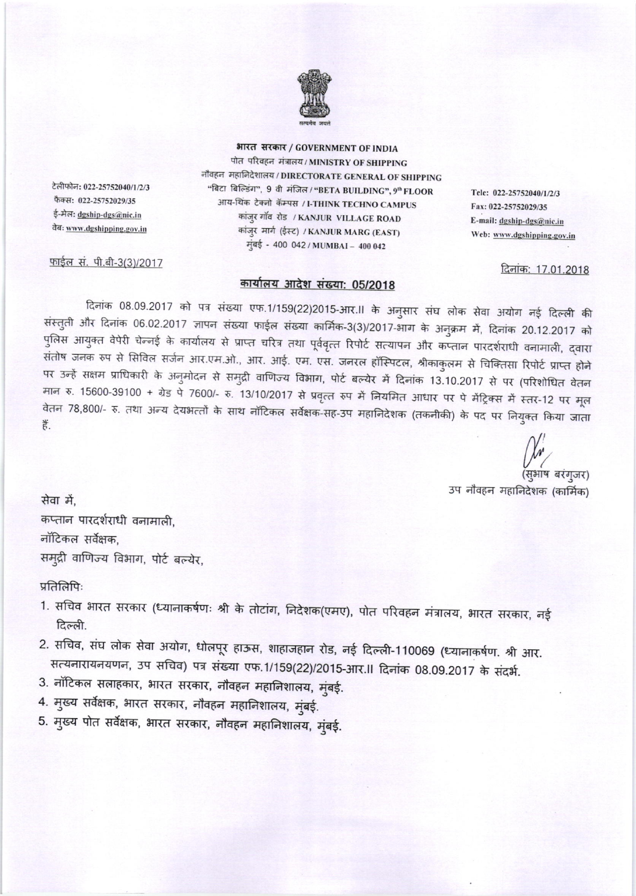भारत सरकार / GOVERNMENT OF INDIA
पोत परिवहन मंत्रालय / MINISTRY OF SHIPPING
नौवहन महानिदेशालय / DIRECTORATE GENERAL OF SHIPPING
"बिटा बिल्डिंग", 9 वी मंजिल / "BETA BUILDING", 9th FLOOR
आय-थिंक टेक्नो कॅम्पस / I-THINK TECHNO CAMPUS
कांजुर गॉव रोड / KANJUR VILLAGE ROAD
कांजुर मार्ग (ईस्ट) / KANJUR MARG (EAST)
मुंबई - 400 042 / MUMBAI – 400 042

टेलीफोन: 022-25752040/1/2/3
फैक्स: 022-25752029/35
ई-मेल: dgship-dgs@nic.in
वेब: www.dgshipping.gov.in

Tele: 022-25752040/1/2/3
Fax: 022-25752029/35
E-mail: dgship-dgs@nic.in
Web: www.dgshipping.gov.in

फाईल सं. पी.बी-3(3)/2017

दिनांक: 17.01.2018

## कार्यालय आदेश संख्या: 05/2018

दिनांक 08.09.2017 को पत्र संख्या एफ.1/159(22)2015-आर.II के अनुसार संघ लोक सेवा अयोग नई दिल्ली की संस्तुती और दिनांक 06.02.2017 ज्ञापन संख्या फाईल संख्या कार्मिक-3(3)/2017-भाग के अनुक्रम में, दिनांक 20.12.2017 को पुलिस आयुक्त वेपेरी चेन्नई के कार्यालय से प्राप्त चरित्र तथा पूर्ववृत्त रिपोर्ट सत्यापन और कप्तान पारदर्शराधी वनामाली, द्वारा संतोष जनक रुप से सिविल सर्जन आर.एम.ओ., आर. आई. एम. एस. जनरल हॉस्पिटल, श्रीकाकुलम से चिक्तिसा रिपोर्ट प्राप्त होने पर उन्हें सक्षम प्राधिकारी के अनुमोदन से समुद्री वाणिज्य विभाग, पोर्ट बल्येर में दिनांक 13.10.2017 से पर (परिशोधित वेतन मान रु. 15600-39100 + ग्रेड पे 7600/- रु. 13/10/2017 से प्रवृत्त रुप में नियमित आधार पे पे मेंट्रिक्स में स्तर-12 पर मूल वेतन 78,800/- रु. तथा अन्य देयभत्तों के साथ नॉटिकल सर्वेक्षक-सह-उप महानिदेशक (तकनीकी) के पद पर नियुक्त किया जाता हैं.

(सुभाष बरंगुजर)
उप नौवहन महानिदेशक (कार्मिक)

सेवा में,
कप्तान पारदर्शराधी वनामाली,
नॉटिकल सर्वेक्षक,
समुद्री वाणिज्य विभाग, पोर्ट बल्येर,

प्रतिलिपि:

1. सचिव भारत सरकार (ध्यानाकर्षणः श्री के तोटांग, निदेशक(एमए), पोत परिवहन मंत्रालय, भारत सरकार, नई दिल्ली.
2. सचिव, संघ लोक सेवा अयोग, धोलपूर हाऊस, शाहाजहान रोड, नई दिल्ली-110069 (ध्यानाकर्षण. श्री आर. सत्यनारायनयणन, उप सचिव) पत्र संख्या एफ.1/159(22)/2015-आर.II दिनांक 08.09.2017 के संदर्भ.
3. नॉटिकल सलाहकार, भारत सरकार, नौवहन महानिशालय, मुंबई.
4. मुख्य सर्वेक्षक, भारत सरकार, नौवहन महानिशालय, मुंबई.
5. मुख्य पोत सर्वेक्षक, भारत सरकार, नौवहन महानिशालय, मुंबई.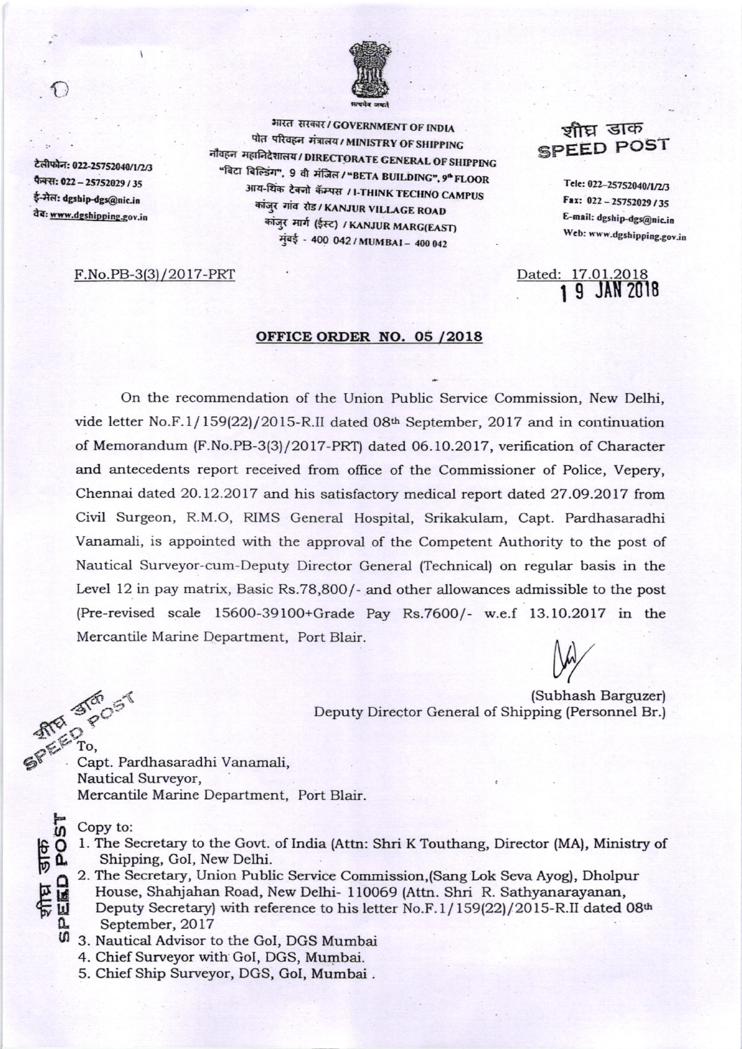भारत सरकार / GOVERNMENT OF INDIA
पोत परिवहन मंत्रालय / MINISTRY OF SHIPPING
नौवहन महानिदेशालय / DIRECTORATE GENERAL OF SHIPPING
"बिटा बिल्डिंग", 9 वी मंजिल / "BETA BUILDING", 9th FLOOR
आय-थिंक टेक्नो कॅम्पस / I-THINK TECHNO CAMPUS
कांजुर गांव रोड / KANJUR VILLAGE ROAD
कांजुर मार्ग (ईस्ट) / KANJUR MARG(EAST)
मुंबई - 400 042 / MUMBAI – 400 042

टेलीफोन: 022-25752040/1/2/3
फैक्स: 022 – 25752029 / 35
ई-मेल: dgship-dgs@nic.in
वेब: www.dgshipping.gov.in

शीघ्र डाक
SPEED POST

Tele: 022-25752040/1/2/3
Fax: 022 – 25752029 / 35
E-mail: dgship-dgs@nic.in
Web: www.dgshipping.gov.in

F.No.PB-3(3)/2017-PRT

Dated: 17.01.2018
19 JAN 2018

## OFFICE ORDER NO. 05 /2018

On the recommendation of the Union Public Service Commission, New Delhi, vide letter No.F.1/159(22)/2015-R.II dated 08th September, 2017 and in continuation of Memorandum (F.No.PB-3(3)/2017-PRT) dated 06.10.2017, verification of Character and antecedents report received from office of the Commissioner of Police, Vepery, Chennai dated 20.12.2017 and his satisfactory medical report dated 27.09.2017 from Civil Surgeon, R.M.O, RIMS General Hospital, Srikakulam, Capt. Pardhasaradhi Vanamali, is appointed with the approval of the Competent Authority to the post of Nautical Surveyor-cum-Deputy Director General (Technical) on regular basis in the Level 12 in pay matrix, Basic Rs.78,800/- and other allowances admissible to the post (Pre-revised scale 15600-39100+Grade Pay Rs.7600/- w.e.f 13.10.2017 in the Mercantile Marine Department, Port Blair.

(Subhash Barguzer)
Deputy Director General of Shipping (Personnel Br.)

शीघ्र डाक SPEED POST

To,
Capt. Pardhasaradhi Vanamali,
Nautical Surveyor,
Mercantile Marine Department, Port Blair.

Copy to:

1. The Secretary to the Govt. of India (Attn: Shri K Touthang, Director (MA), Ministry of Shipping, GoI, New Delhi.
2. The Secretary, Union Public Service Commission,(Sang Lok Seva Ayog), Dholpur House, Shahjahan Road, New Delhi- 110069 (Attn. Shri R. Sathyanarayanan, Deputy Secretary) with reference to his letter No.F.1/159(22)/2015-R.II dated 08th September, 2017
3. Nautical Advisor to the GoI, DGS Mumbai
4. Chief Surveyor with GoI, DGS, Mumbai.
5. Chief Ship Surveyor, DGS, GoI, Mumbai .

शीघ्र डाक SPEED POST